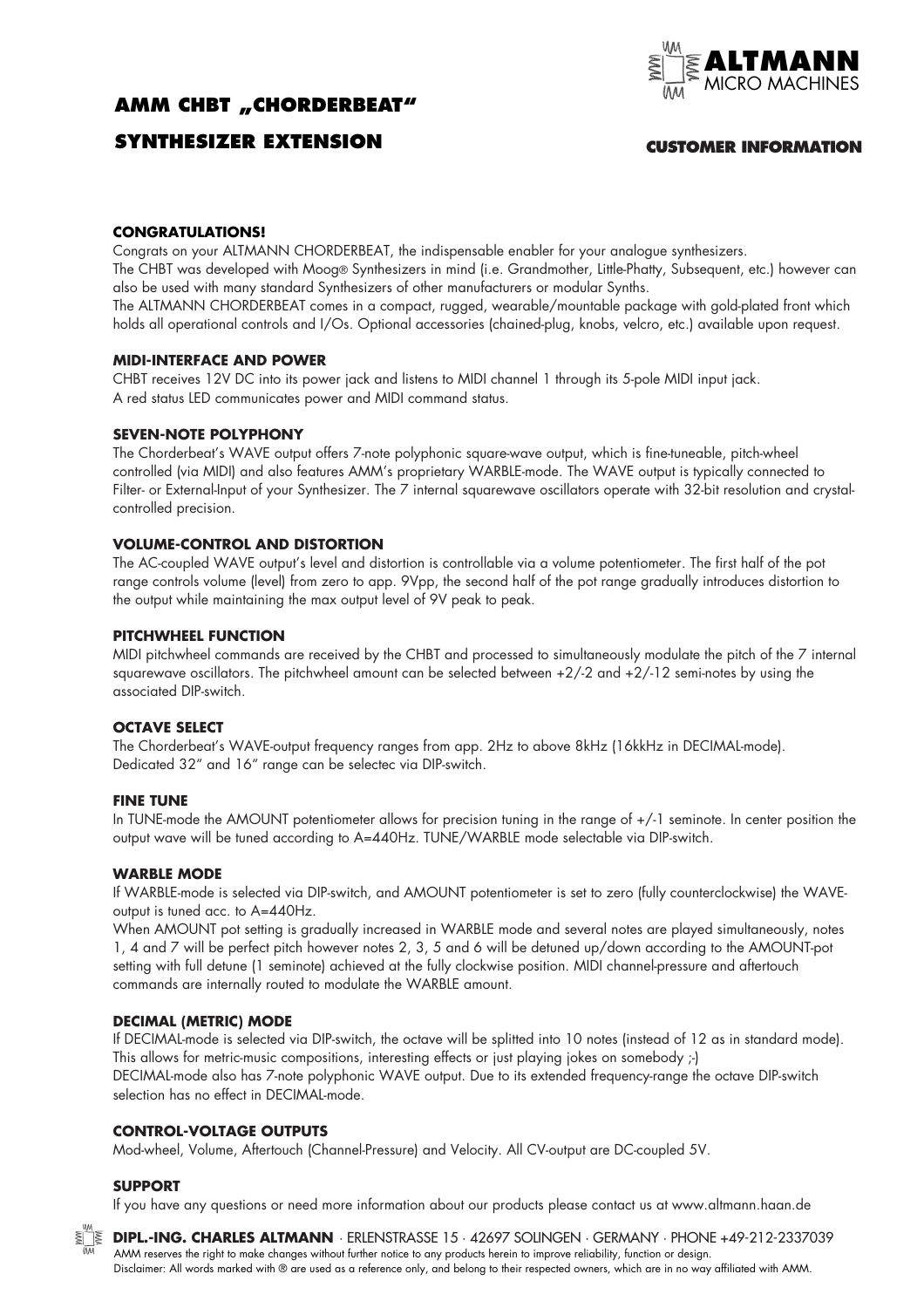# AMM CHBT „CHORDERBEAT"

## SYNTHESIZER EXTENSION

**ALTMANN** MICRO MACHINES

**CUSTOMER INFORMATION**

### CONGRATULATIONS!

Congrats on your ALTMANN CHORDERBEAT, the indispensable enabler for your analogue synthesizers.
The CHBT was developed with Moog® Synthesizers in mind (i.e. Grandmother, Little-Phatty, Subsequent, etc.) however can also be used with many standard Synthesizers of other manufacturers or modular Synths.
The ALTMANN CHORDERBEAT comes in a compact, rugged, wearable/mountable package with gold-plated front which holds all operational controls and I/Os. Optional accessories (chained-plug, knobs, velcro, etc.) available upon request.

### MIDI-INTERFACE AND POWER

CHBT receives 12V DC into its power jack and listens to MIDI channel 1 through its 5-pole MIDI input jack.
A red status LED communicates power and MIDI command status.

### SEVEN-NOTE POLYPHONY

The Chorderbeat's WAVE output offers 7-note polyphonic square-wave output, which is fine-tuneable, pitch-wheel controlled (via MIDI) and also features AMM's proprietary WARBLE-mode. The WAVE output is typically connected to Filter- or External-Input of your Synthesizer. The 7 internal squarewave oscillators operate with 32-bit resolution and crystal-controlled precision.

### VOLUME-CONTROL AND DISTORTION

The AC-coupled WAVE output's level and distortion is controllable via a volume potentiometer. The first half of the pot range controls volume (level) from zero to app. 9Vpp, the second half of the pot range gradually introduces distortion to the output while maintaining the max output level of 9V peak to peak.

### PITCHWHEEL FUNCTION

MIDI pitchwheel commands are received by the CHBT and processed to simultaneously modulate the pitch of the 7 internal squarewave oscillators. The pitchwheel amount can be selected between +2/-2 and +2/-12 semi-notes by using the associated DIP-switch.

### OCTAVE SELECT

The Chorderbeat's WAVE-output frequency ranges from app. 2Hz to above 8kHz (16kkHz in DECIMAL-mode).
Dedicated 32" and 16" range can be selectec via DIP-switch.

### FINE TUNE

In TUNE-mode the AMOUNT potentiometer allows for precision tuning in the range of +/-1 seminote. In center position the output wave will be tuned according to A=440Hz. TUNE/WARBLE mode selectable via DIP-switch.

### WARBLE MODE

If WARBLE-mode is selected via DIP-switch, and AMOUNT potentiometer is set to zero (fully counterclockwise) the WAVE-output is tuned acc. to A=440Hz.
When AMOUNT pot setting is gradually increased in WARBLE mode and several notes are played simultaneously, notes 1, 4 and 7 will be perfect pitch however notes 2, 3, 5 and 6 will be detuned up/down according to the AMOUNT-pot setting with full detune (1 seminote) achieved at the fully clockwise position. MIDI channel-pressure and aftertouch commands are internally routed to modulate the WARBLE amount.

### DECIMAL (METRIC) MODE

If DECIMAL-mode is selected via DIP-switch, the octave will be splitted into 10 notes (instead of 12 as in standard mode).
This allows for metric-music compositions, interesting effects or just playing jokes on somebody ;-)
DECIMAL-mode also has 7-note polyphonic WAVE output. Due to its extended frequency-range the octave DIP-switch selection has no effect in DECIMAL-mode.

### CONTROL-VOLTAGE OUTPUTS

Mod-wheel, Volume, Aftertouch (Channel-Pressure) and Velocity. All CV-output are DC-coupled 5V.

### SUPPORT

If you have any questions or need more information about our products please contact us at www.altmann.haan.de

**DIPL.-ING. CHARLES ALTMANN** · ERLENSTRASSE 15 · 42697 SOLINGEN · GERMANY · PHONE +49-212-2337039
AMM reserves the right to make changes without further notice to any products herein to improve reliability, function or design.
Disclaimer: All words marked with ® are used as a reference only, and belong to their respected owners, which are in no way affiliated with AMM.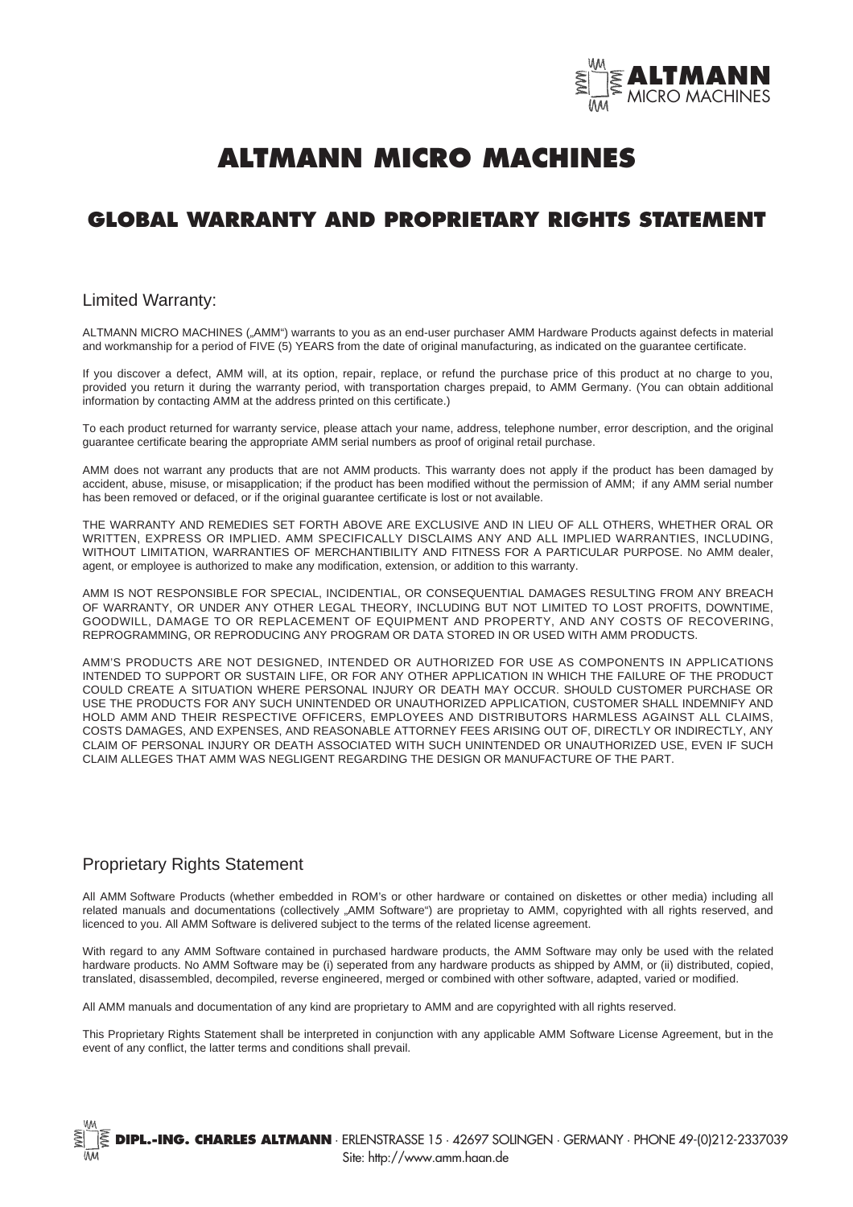ALTMANN MICRO MACHINES

# ALTMANN MICRO MACHINES

## GLOBAL WARRANTY AND PROPRIETARY RIGHTS STATEMENT

### Limited Warranty:

ALTMANN MICRO MACHINES („AMM“) warrants to you as an end-user purchaser AMM Hardware Products against defects in material and workmanship for a period of FIVE (5) YEARS from the date of original manufacturing, as indicated on the guarantee certificate.

If you discover a defect, AMM will, at its option, repair, replace, or refund the purchase price of this product at no charge to you, provided you return it during the warranty period, with transportation charges prepaid, to AMM Germany. (You can obtain additional information by contacting AMM at the address printed on this certificate.)

To each product returned for warranty service, please attach your name, address, telephone number, error description, and the original guarantee certificate bearing the appropriate AMM serial numbers as proof of original retail purchase.

AMM does not warrant any products that are not AMM products. This warranty does not apply if the product has been damaged by accident, abuse, misuse, or misapplication; if the product has been modified without the permission of AMM; if any AMM serial number has been removed or defaced, or if the original guarantee certificate is lost or not available.

THE WARRANTY AND REMEDIES SET FORTH ABOVE ARE EXCLUSIVE AND IN LIEU OF ALL OTHERS, WHETHER ORAL OR WRITTEN, EXPRESS OR IMPLIED. AMM SPECIFICALLY DISCLAIMS ANY AND ALL IMPLIED WARRANTIES, INCLUDING, WITHOUT LIMITATION, WARRANTIES OF MERCHANTIBILITY AND FITNESS FOR A PARTICULAR PURPOSE. No AMM dealer, agent, or employee is authorized to make any modification, extension, or addition to this warranty.

AMM IS NOT RESPONSIBLE FOR SPECIAL, INCIDENTIAL, OR CONSEQUENTIAL DAMAGES RESULTING FROM ANY BREACH OF WARRANTY, OR UNDER ANY OTHER LEGAL THEORY, INCLUDING BUT NOT LIMITED TO LOST PROFITS, DOWNTIME, GOODWILL, DAMAGE TO OR REPLACEMENT OF EQUIPMENT AND PROPERTY, AND ANY COSTS OF RECOVERING, REPROGRAMMING, OR REPRODUCING ANY PROGRAM OR DATA STORED IN OR USED WITH AMM PRODUCTS.

AMM'S PRODUCTS ARE NOT DESIGNED, INTENDED OR AUTHORIZED FOR USE AS COMPONENTS IN APPLICATIONS INTENDED TO SUPPORT OR SUSTAIN LIFE, OR FOR ANY OTHER APPLICATION IN WHICH THE FAILURE OF THE PRODUCT COULD CREATE A SITUATION WHERE PERSONAL INJURY OR DEATH MAY OCCUR. SHOULD CUSTOMER PURCHASE OR USE THE PRODUCTS FOR ANY SUCH UNINTENDED OR UNAUTHORIZED APPLICATION, CUSTOMER SHALL INDEMNIFY AND HOLD AMM AND THEIR RESPECTIVE OFFICERS, EMPLOYEES AND DISTRIBUTORS HARMLESS AGAINST ALL CLAIMS, COSTS DAMAGES, AND EXPENSES, AND REASONABLE ATTORNEY FEES ARISING OUT OF, DIRECTLY OR INDIRECTLY, ANY CLAIM OF PERSONAL INJURY OR DEATH ASSOCIATED WITH SUCH UNINTENDED OR UNAUTHORIZED USE, EVEN IF SUCH CLAIM ALLEGES THAT AMM WAS NEGLIGENT REGARDING THE DESIGN OR MANUFACTURE OF THE PART.

### Proprietary Rights Statement

All AMM Software Products (whether embedded in ROM's or other hardware or contained on diskettes or other media) including all related manuals and documentations (collectively „AMM Software“) are proprietay to AMM, copyrighted with all rights reserved, and licenced to you. All AMM Software is delivered subject to the terms of the related license agreement.

With regard to any AMM Software contained in purchased hardware products, the AMM Software may only be used with the related hardware products. No AMM Software may be (i) seperated from any hardware products as shipped by AMM, or (ii) distributed, copied, translated, disassembled, decompiled, reverse engineered, merged or combined with other software, adapted, varied or modified.

All AMM manuals and documentation of any kind are proprietary to AMM and are copyrighted with all rights reserved.

This Proprietary Rights Statement shall be interpreted in conjunction with any applicable AMM Software License Agreement, but in the event of any conflict, the latter terms and conditions shall prevail.

**DIPL.-ING. CHARLES ALTMANN** · ERLENSTRASSE 15 · 42697 SOLINGEN · GERMANY · PHONE 49-(0)212-2337039
Site: http://www.amm.haan.de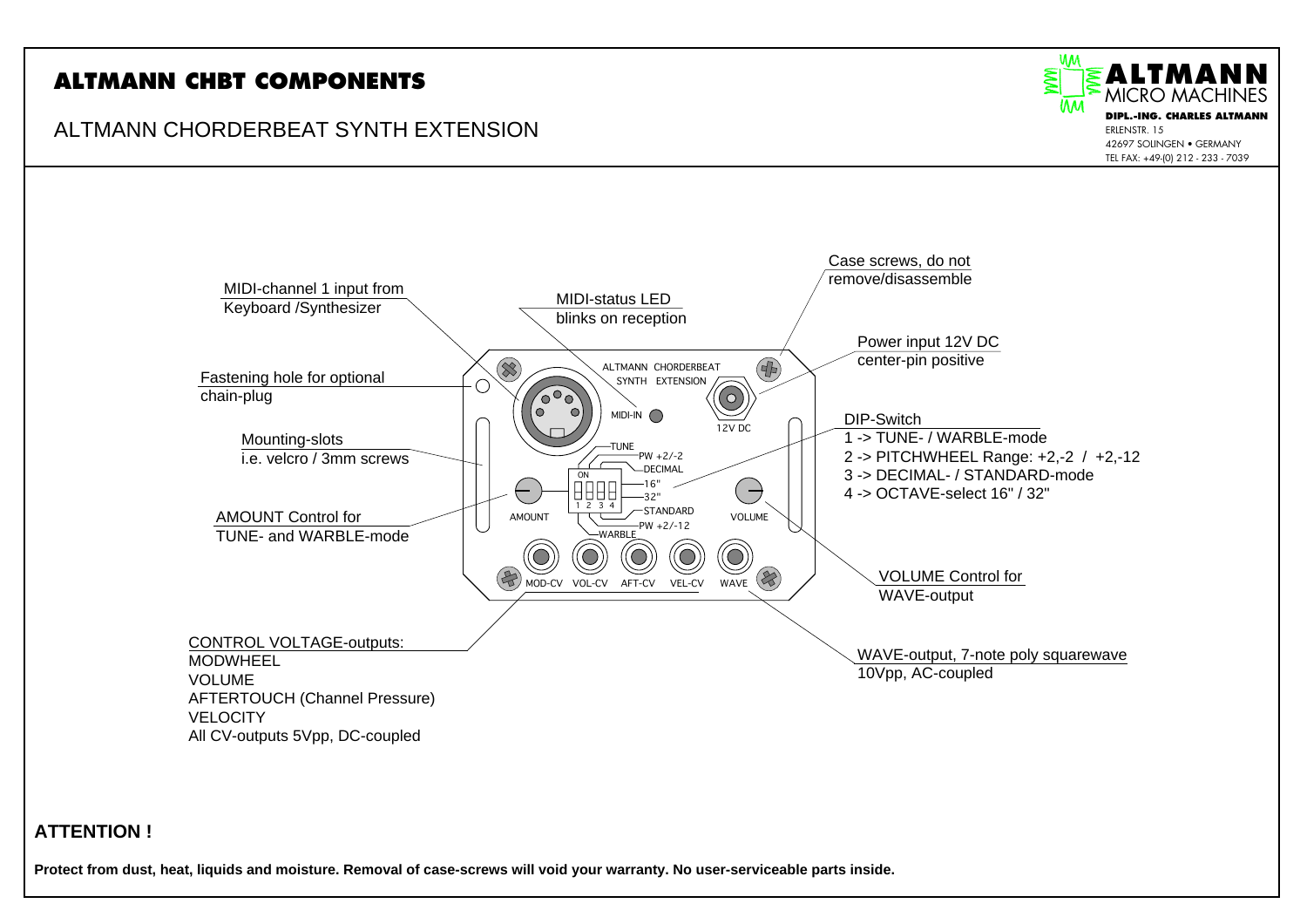# ALTMANN CHBT COMPONENTS

## ALTMANN CHORDERBEAT SYNTH EXTENSION

**ALTMANN** MICRO MACHINES
**DIPL.-ING. CHARLES ALTMANN**
ERLENSTR. 15
42697 SOLINGEN • GERMANY
TEL FAX: +49-(0) 212 - 233 - 7039

ALTMANN CHORDERBEAT SYNTH EXTENSION

MIDI-IN

12V DC

TUNE
PW +2/-2
DECIMAL
ON
1 2 3 4
16"
32"
STANDARD
PW +2/-12
WARBLE

AMOUNT

VOLUME

MOD-CV VOL-CV AFT-CV VEL-CV WAVE

MIDI-channel 1 input from
Keyboard /Synthesizer

MIDI-status LED
blinks on reception

Case screws, do not
remove/disassemble

Power input 12V DC
center-pin positive

Fastening hole for optional
chain-plug

Mounting-slots
i.e. velcro / 3mm screws

DIP-Switch
1 -> TUNE- / WARBLE-mode
2 -> PITCHWHEEL Range: +2,-2 / +2,-12
3 -> DECIMAL- / STANDARD-mode
4 -> OCTAVE-select 16" / 32"

AMOUNT Control for
TUNE- and WARBLE-mode

VOLUME Control for
WAVE-output

CONTROL VOLTAGE-outputs:
MODWHEEL
VOLUME
AFTERTOUCH (Channel Pressure)
VELOCITY
All CV-outputs 5Vpp, DC-coupled

WAVE-output, 7-note poly squarewave
10Vpp, AC-coupled

**ATTENTION !**

**Protect from dust, heat, liquids and moisture. Removal of case-screws will void your warranty. No user-serviceable parts inside.**